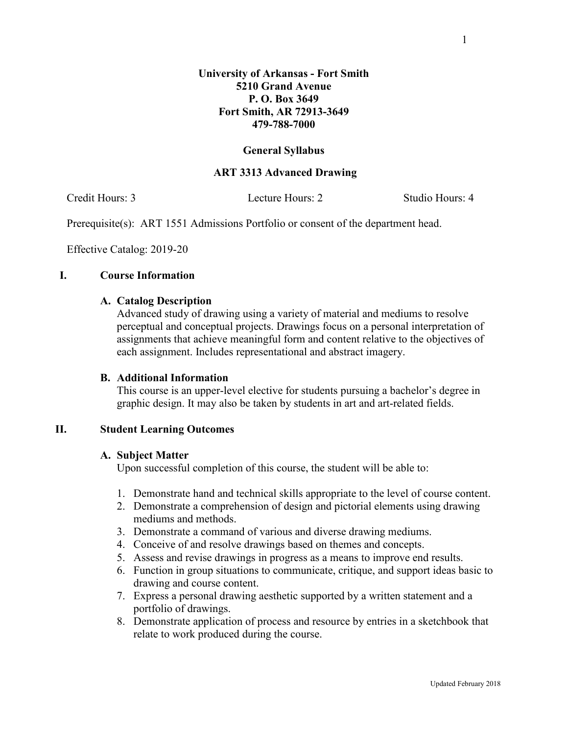**University of Arkansas - Fort Smith**
**5210 Grand Avenue**
**P. O. Box 3649**
**Fort Smith, AR 72913-3649**
**479-788-7000**

**General Syllabus**

**ART 3313 Advanced Drawing**

Credit Hours: 3 Lecture Hours: 2 Studio Hours: 4

Prerequisite(s): ART 1551 Admissions Portfolio or consent of the department head.

Effective Catalog: 2019-20

## I. Course Information

### A. Catalog Description

Advanced study of drawing using a variety of material and mediums to resolve perceptual and conceptual projects. Drawings focus on a personal interpretation of assignments that achieve meaningful form and content relative to the objectives of each assignment. Includes representational and abstract imagery.

### B. Additional Information

This course is an upper-level elective for students pursuing a bachelor's degree in graphic design. It may also be taken by students in art and art-related fields.

## II. Student Learning Outcomes

### A. Subject Matter

Upon successful completion of this course, the student will be able to:

1. Demonstrate hand and technical skills appropriate to the level of course content.
2. Demonstrate a comprehension of design and pictorial elements using drawing mediums and methods.
3. Demonstrate a command of various and diverse drawing mediums.
4. Conceive of and resolve drawings based on themes and concepts.
5. Assess and revise drawings in progress as a means to improve end results.
6. Function in group situations to communicate, critique, and support ideas basic to drawing and course content.
7. Express a personal drawing aesthetic supported by a written statement and a portfolio of drawings.
8. Demonstrate application of process and resource by entries in a sketchbook that relate to work produced during the course.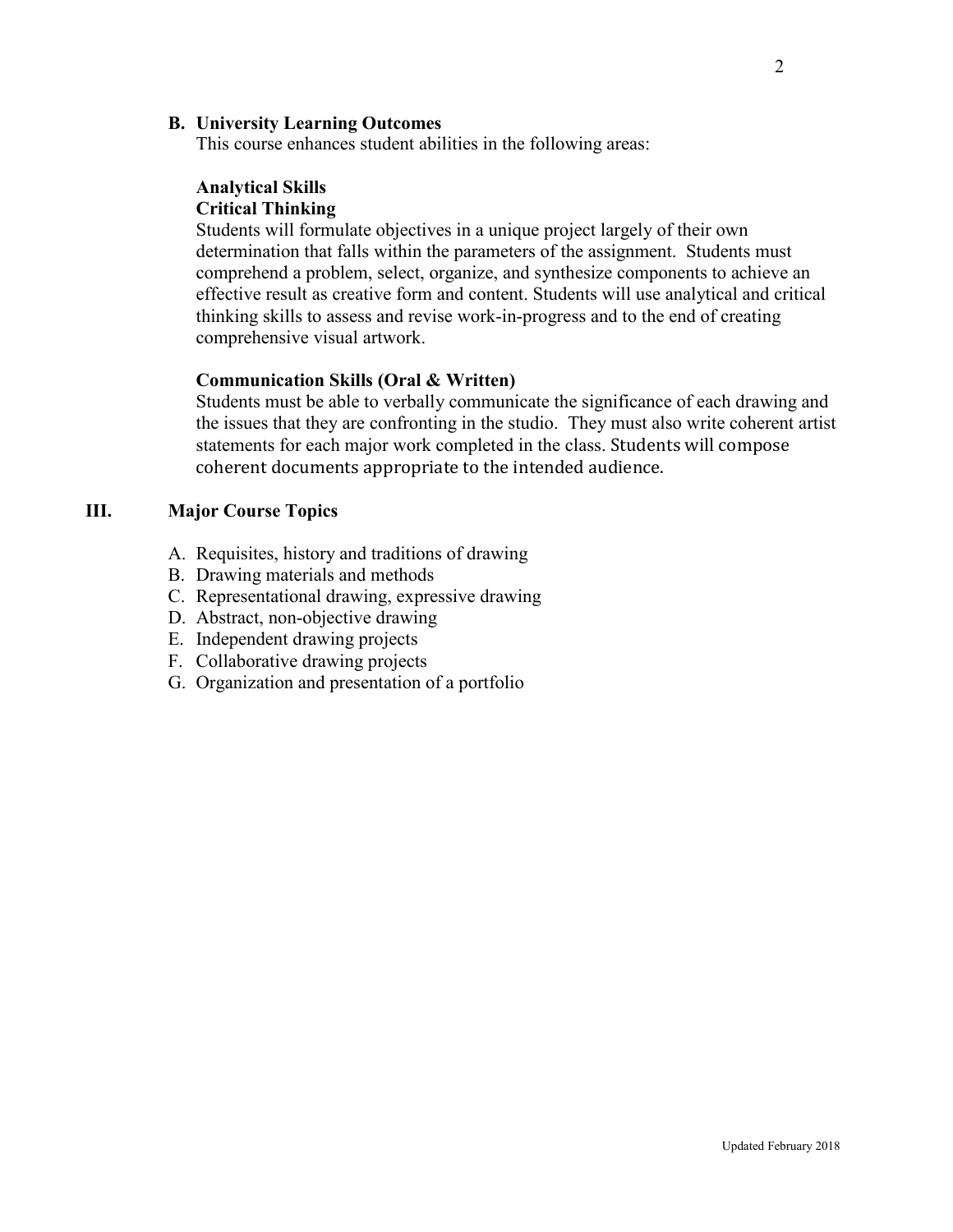### B. University Learning Outcomes

This course enhances student abilities in the following areas:

**Analytical Skills**
**Critical Thinking**

Students will formulate objectives in a unique project largely of their own determination that falls within the parameters of the assignment. Students must comprehend a problem, select, organize, and synthesize components to achieve an effective result as creative form and content. Students will use analytical and critical thinking skills to assess and revise work-in-progress and to the end of creating comprehensive visual artwork.

**Communication Skills (Oral & Written)**

Students must be able to verbally communicate the significance of each drawing and the issues that they are confronting in the studio. They must also write coherent artist statements for each major work completed in the class. Students will compose coherent documents appropriate to the intended audience.

## III. Major Course Topics

A. Requisites, history and traditions of drawing
B. Drawing materials and methods
C. Representational drawing, expressive drawing
D. Abstract, non-objective drawing
E. Independent drawing projects
F. Collaborative drawing projects
G. Organization and presentation of a portfolio

Updated February 2018